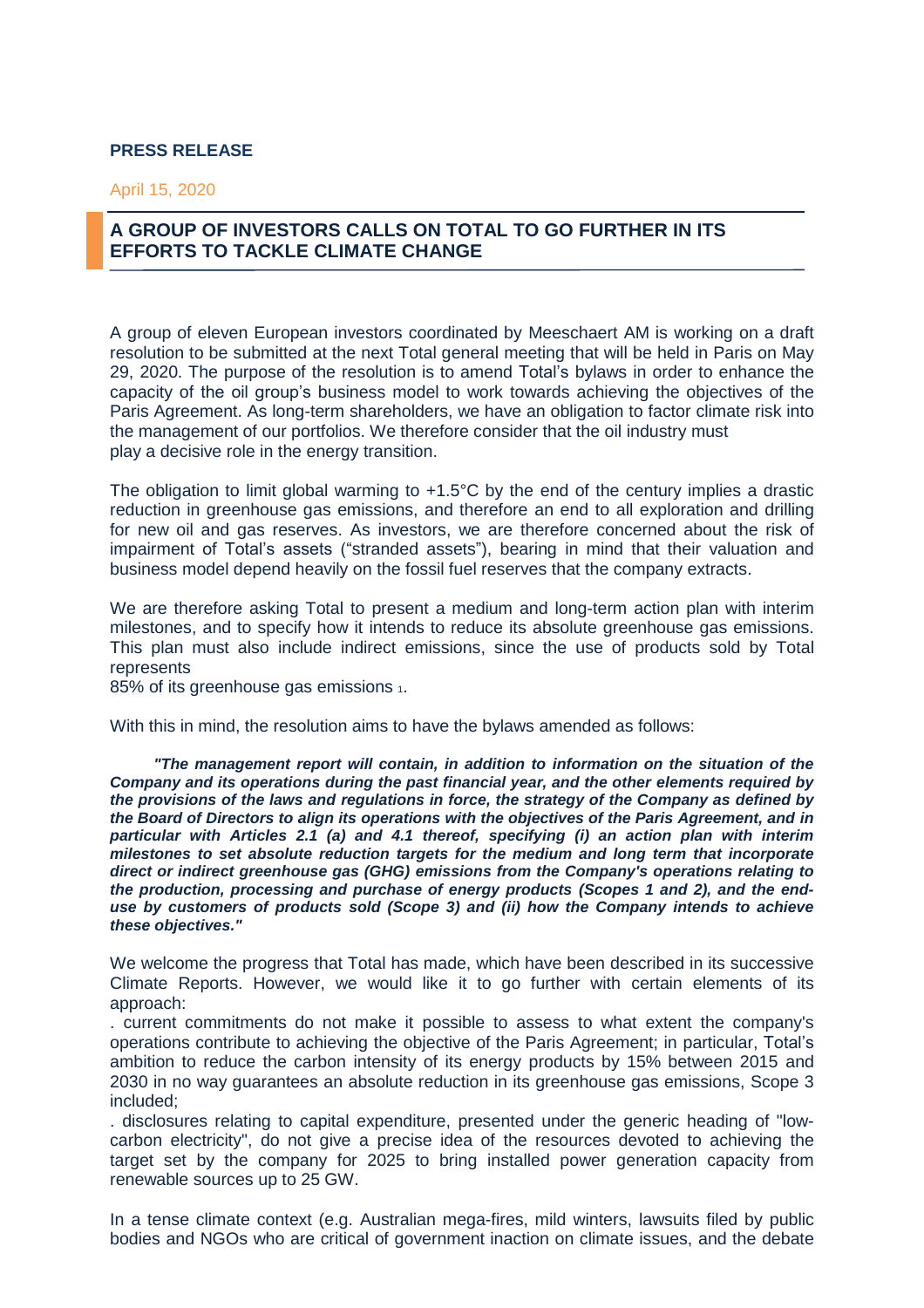**PRESS RELEASE**

April 15, 2020

# A GROUP OF INVESTORS CALLS ON TOTAL TO GO FURTHER IN ITS EFFORTS TO TACKLE CLIMATE CHANGE

A group of eleven European investors coordinated by Meeschaert AM is working on a draft resolution to be submitted at the next Total general meeting that will be held in Paris on May 29, 2020. The purpose of the resolution is to amend Total's bylaws in order to enhance the capacity of the oil group's business model to work towards achieving the objectives of the Paris Agreement. As long-term shareholders, we have an obligation to factor climate risk into the management of our portfolios. We therefore consider that the oil industry must play a decisive role in the energy transition.

The obligation to limit global warming to +1.5°C by the end of the century implies a drastic reduction in greenhouse gas emissions, and therefore an end to all exploration and drilling for new oil and gas reserves. As investors, we are therefore concerned about the risk of impairment of Total's assets ("stranded assets"), bearing in mind that their valuation and business model depend heavily on the fossil fuel reserves that the company extracts.

We are therefore asking Total to present a medium and long-term action plan with interim milestones, and to specify how it intends to reduce its absolute greenhouse gas emissions. This plan must also include indirect emissions, since the use of products sold by Total represents 85% of its greenhouse gas emissions [1].

With this in mind, the resolution aims to have the bylaws amended as follows:

> ***"The management report will contain, in addition to information on the situation of the Company and its operations during the past financial year, and the other elements required by the provisions of the laws and regulations in force, the strategy of the Company as defined by the Board of Directors to align its operations with the objectives of the Paris Agreement, and in particular with Articles 2.1 (a) and 4.1 thereof, specifying (i) an action plan with interim milestones to set absolute reduction targets for the medium and long term that incorporate direct or indirect greenhouse gas (GHG) emissions from the Company's operations relating to the production, processing and purchase of energy products (Scopes 1 and 2), and the end-use by customers of products sold (Scope 3) and (ii) how the Company intends to achieve these objectives."***

We welcome the progress that Total has made, which have been described in its successive Climate Reports. However, we would like it to go further with certain elements of its approach:

. current commitments do not make it possible to assess to what extent the company's operations contribute to achieving the objective of the Paris Agreement; in particular, Total's ambition to reduce the carbon intensity of its energy products by 15% between 2015 and 2030 in no way guarantees an absolute reduction in its greenhouse gas emissions, Scope 3 included;

. disclosures relating to capital expenditure, presented under the generic heading of "low-carbon electricity", do not give a precise idea of the resources devoted to achieving the target set by the company for 2025 to bring installed power generation capacity from renewable sources up to 25 GW.

In a tense climate context (e.g. Australian mega-fires, mild winters, lawsuits filed by public bodies and NGOs who are critical of government inaction on climate issues, and the debate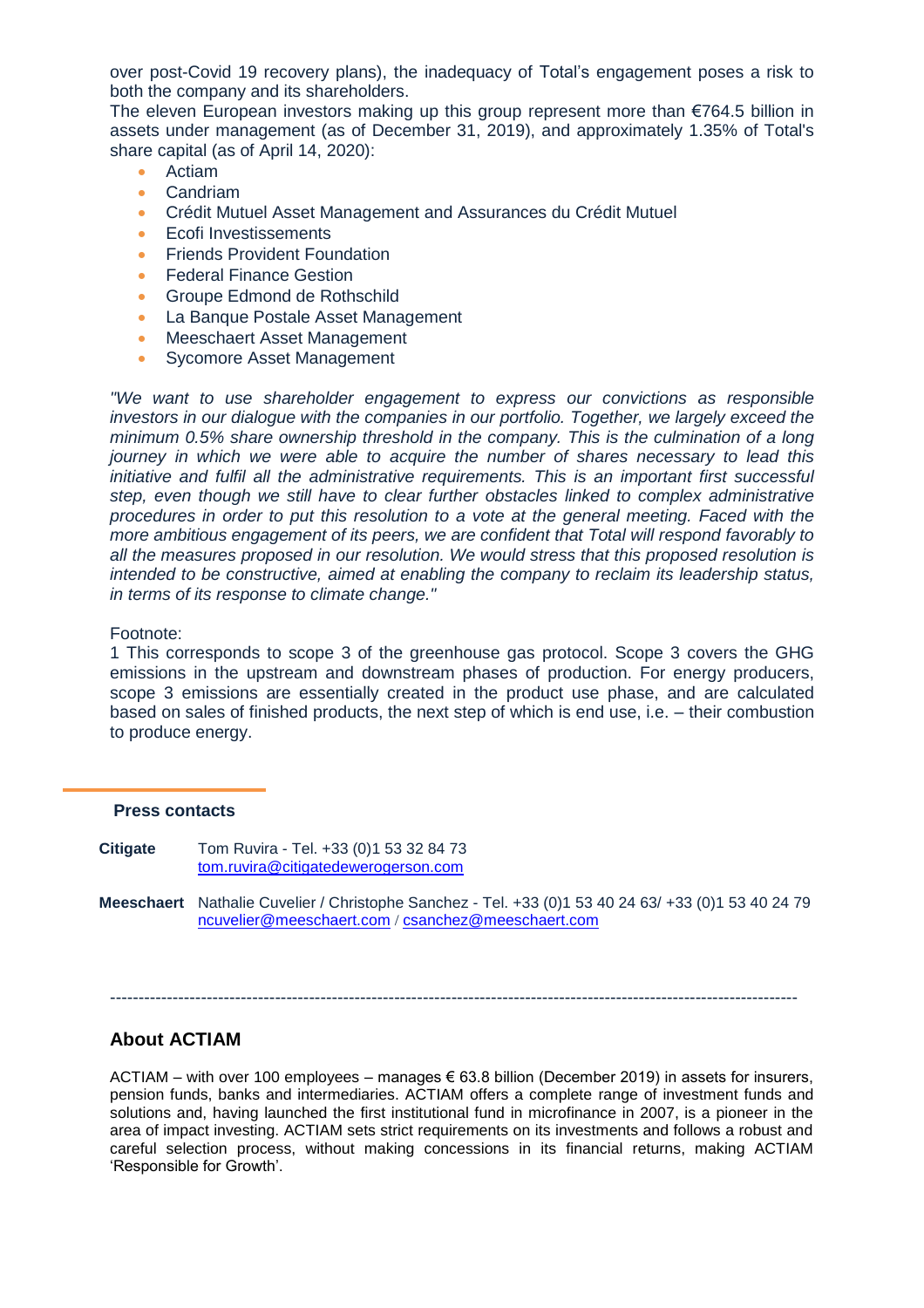over post-Covid 19 recovery plans), the inadequacy of Total's engagement poses a risk to both the company and its shareholders.

The eleven European investors making up this group represent more than €764.5 billion in assets under management (as of December 31, 2019), and approximately 1.35% of Total's share capital (as of April 14, 2020):

- Actiam
- Candriam
- Crédit Mutuel Asset Management and Assurances du Crédit Mutuel
- Ecofi Investissements
- Friends Provident Foundation
- Federal Finance Gestion
- Groupe Edmond de Rothschild
- La Banque Postale Asset Management
- Meeschaert Asset Management
- Sycomore Asset Management

*"We want to use shareholder engagement to express our convictions as responsible investors in our dialogue with the companies in our portfolio. Together, we largely exceed the minimum 0.5% share ownership threshold in the company. This is the culmination of a long journey in which we were able to acquire the number of shares necessary to lead this initiative and fulfil all the administrative requirements. This is an important first successful step, even though we still have to clear further obstacles linked to complex administrative procedures in order to put this resolution to a vote at the general meeting. Faced with the more ambitious engagement of its peers, we are confident that Total will respond favorably to all the measures proposed in our resolution. We would stress that this proposed resolution is intended to be constructive, aimed at enabling the company to reclaim its leadership status, in terms of its response to climate change."*

Footnote:

1 This corresponds to scope 3 of the greenhouse gas protocol. Scope 3 covers the GHG emissions in the upstream and downstream phases of production. For energy producers, scope 3 emissions are essentially created in the product use phase, and are calculated based on sales of finished products, the next step of which is end use, i.e. – their combustion to produce energy.

**Press contacts**

**Citigate** Tom Ruvira - Tel. +33 (0)1 53 32 84 73
tom.ruvira@citigatedewerogerson.com

**Meeschaert** Nathalie Cuvelier / Christophe Sanchez - Tel. +33 (0)1 53 40 24 63/ +33 (0)1 53 40 24 79
ncuvelier@meeschaert.com / csanchez@meeschaert.com

---

## About ACTIAM

ACTIAM – with over 100 employees – manages € 63.8 billion (December 2019) in assets for insurers, pension funds, banks and intermediaries. ACTIAM offers a complete range of investment funds and solutions and, having launched the first institutional fund in microfinance in 2007, is a pioneer in the area of impact investing. ACTIAM sets strict requirements on its investments and follows a robust and careful selection process, without making concessions in its financial returns, making ACTIAM 'Responsible for Growth'.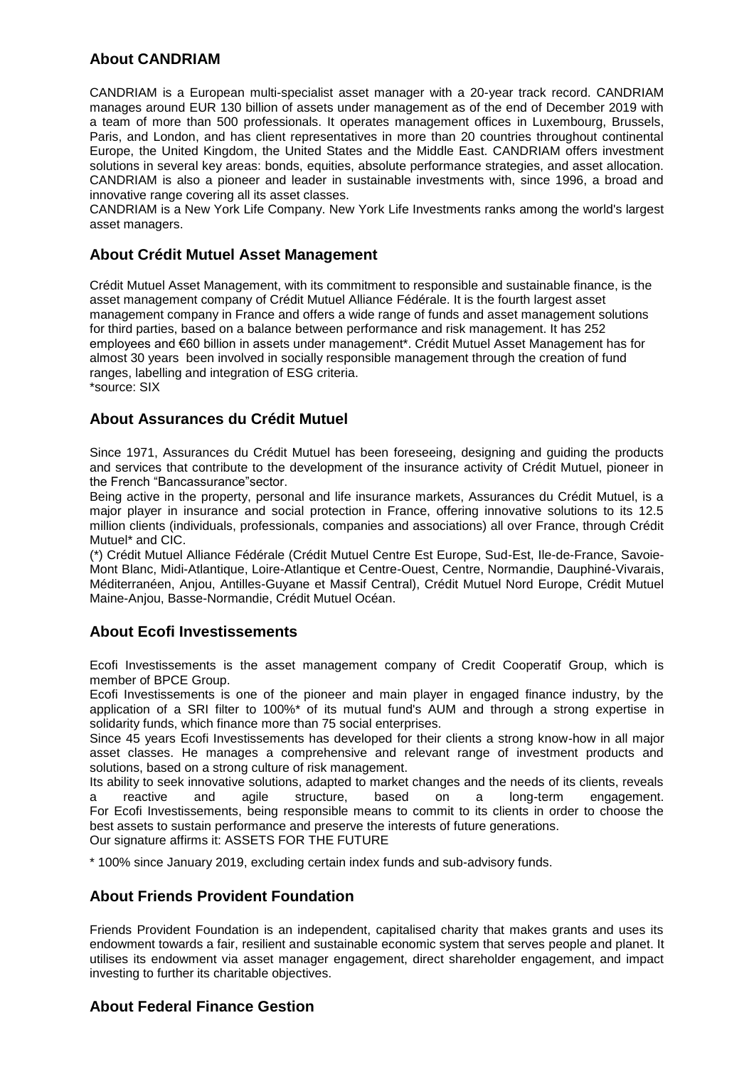## About CANDRIAM

CANDRIAM is a European multi-specialist asset manager with a 20-year track record. CANDRIAM manages around EUR 130 billion of assets under management as of the end of December 2019 with a team of more than 500 professionals. It operates management offices in Luxembourg, Brussels, Paris, and London, and has client representatives in more than 20 countries throughout continental Europe, the United Kingdom, the United States and the Middle East. CANDRIAM offers investment solutions in several key areas: bonds, equities, absolute performance strategies, and asset allocation. CANDRIAM is also a pioneer and leader in sustainable investments with, since 1996, a broad and innovative range covering all its asset classes.
CANDRIAM is a New York Life Company. New York Life Investments ranks among the world's largest asset managers.

## About Crédit Mutuel Asset Management

Crédit Mutuel Asset Management, with its commitment to responsible and sustainable finance, is the asset management company of Crédit Mutuel Alliance Fédérale. It is the fourth largest asset management company in France and offers a wide range of funds and asset management solutions for third parties, based on a balance between performance and risk management. It has 252 employees and €60 billion in assets under management*. Crédit Mutuel Asset Management has for almost 30 years been involved in socially responsible management through the creation of fund ranges, labelling and integration of ESG criteria.
*source: SIX

## About Assurances du Crédit Mutuel

Since 1971, Assurances du Crédit Mutuel has been foreseeing, designing and guiding the products and services that contribute to the development of the insurance activity of Crédit Mutuel, pioneer in the French "Bancassurance"sector.
Being active in the property, personal and life insurance markets, Assurances du Crédit Mutuel, is a major player in insurance and social protection in France, offering innovative solutions to its 12.5 million clients (individuals, professionals, companies and associations) all over France, through Crédit Mutuel* and CIC.
(*) Crédit Mutuel Alliance Fédérale (Crédit Mutuel Centre Est Europe, Sud-Est, Ile-de-France, Savoie-Mont Blanc, Midi-Atlantique, Loire-Atlantique et Centre-Ouest, Centre, Normandie, Dauphiné-Vivarais, Méditerranéen, Anjou, Antilles-Guyane et Massif Central), Crédit Mutuel Nord Europe, Crédit Mutuel Maine-Anjou, Basse-Normandie, Crédit Mutuel Océan.

## About Ecofi Investissements

Ecofi Investissements is the asset management company of Credit Cooperatif Group, which is member of BPCE Group.
Ecofi Investissements is one of the pioneer and main player in engaged finance industry, by the application of a SRI filter to 100%* of its mutual fund's AUM and through a strong expertise in solidarity funds, which finance more than 75 social enterprises.
Since 45 years Ecofi Investissements has developed for their clients a strong know-how in all major asset classes. He manages a comprehensive and relevant range of investment products and solutions, based on a strong culture of risk management.
Its ability to seek innovative solutions, adapted to market changes and the needs of its clients, reveals a reactive and agile structure, based on a long-term engagement.
For Ecofi Investissements, being responsible means to commit to its clients in order to choose the best assets to sustain performance and preserve the interests of future generations.
Our signature affirms it: ASSETS FOR THE FUTURE

* 100% since January 2019, excluding certain index funds and sub-advisory funds.

## About Friends Provident Foundation

Friends Provident Foundation is an independent, capitalised charity that makes grants and uses its endowment towards a fair, resilient and sustainable economic system that serves people and planet. It utilises its endowment via asset manager engagement, direct shareholder engagement, and impact investing to further its charitable objectives.

## About Federal Finance Gestion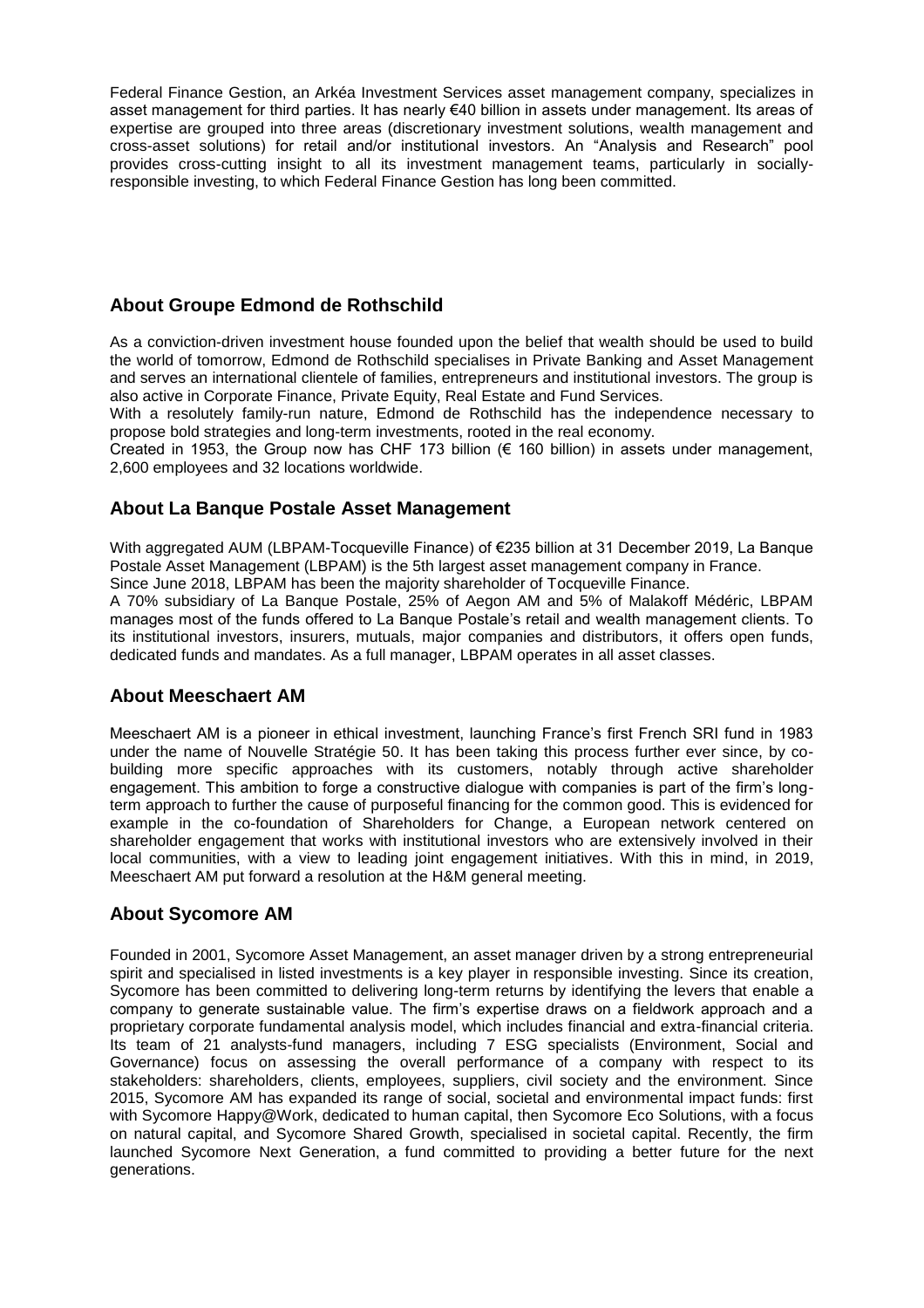Federal Finance Gestion, an Arkéa Investment Services asset management company, specializes in asset management for third parties. It has nearly €40 billion in assets under management. Its areas of expertise are grouped into three areas (discretionary investment solutions, wealth management and cross-asset solutions) for retail and/or institutional investors. An "Analysis and Research" pool provides cross-cutting insight to all its investment management teams, particularly in socially-responsible investing, to which Federal Finance Gestion has long been committed.

## About Groupe Edmond de Rothschild

As a conviction-driven investment house founded upon the belief that wealth should be used to build the world of tomorrow, Edmond de Rothschild specialises in Private Banking and Asset Management and serves an international clientele of families, entrepreneurs and institutional investors. The group is also active in Corporate Finance, Private Equity, Real Estate and Fund Services.

With a resolutely family-run nature, Edmond de Rothschild has the independence necessary to propose bold strategies and long-term investments, rooted in the real economy.

Created in 1953, the Group now has CHF 173 billion (€ 160 billion) in assets under management, 2,600 employees and 32 locations worldwide.

## About La Banque Postale Asset Management

With aggregated AUM (LBPAM-Tocqueville Finance) of €235 billion at 31 December 2019, La Banque Postale Asset Management (LBPAM) is the 5th largest asset management company in France.

Since June 2018, LBPAM has been the majority shareholder of Tocqueville Finance.

A 70% subsidiary of La Banque Postale, 25% of Aegon AM and 5% of Malakoff Médéric, LBPAM manages most of the funds offered to La Banque Postale's retail and wealth management clients. To its institutional investors, insurers, mutuals, major companies and distributors, it offers open funds, dedicated funds and mandates. As a full manager, LBPAM operates in all asset classes.

## About Meeschaert AM

Meeschaert AM is a pioneer in ethical investment, launching France's first French SRI fund in 1983 under the name of Nouvelle Stratégie 50. It has been taking this process further ever since, by co-building more specific approaches with its customers, notably through active shareholder engagement. This ambition to forge a constructive dialogue with companies is part of the firm's long-term approach to further the cause of purposeful financing for the common good. This is evidenced for example in the co-foundation of Shareholders for Change, a European network centered on shareholder engagement that works with institutional investors who are extensively involved in their local communities, with a view to leading joint engagement initiatives. With this in mind, in 2019, Meeschaert AM put forward a resolution at the H&M general meeting.

## About Sycomore AM

Founded in 2001, Sycomore Asset Management, an asset manager driven by a strong entrepreneurial spirit and specialised in listed investments is a key player in responsible investing. Since its creation, Sycomore has been committed to delivering long-term returns by identifying the levers that enable a company to generate sustainable value. The firm's expertise draws on a fieldwork approach and a proprietary corporate fundamental analysis model, which includes financial and extra-financial criteria. Its team of 21 analysts-fund managers, including 7 ESG specialists (Environment, Social and Governance) focus on assessing the overall performance of a company with respect to its stakeholders: shareholders, clients, employees, suppliers, civil society and the environment. Since 2015, Sycomore AM has expanded its range of social, societal and environmental impact funds: first with Sycomore Happy@Work, dedicated to human capital, then Sycomore Eco Solutions, with a focus on natural capital, and Sycomore Shared Growth, specialised in societal capital. Recently, the firm launched Sycomore Next Generation, a fund committed to providing a better future for the next generations.